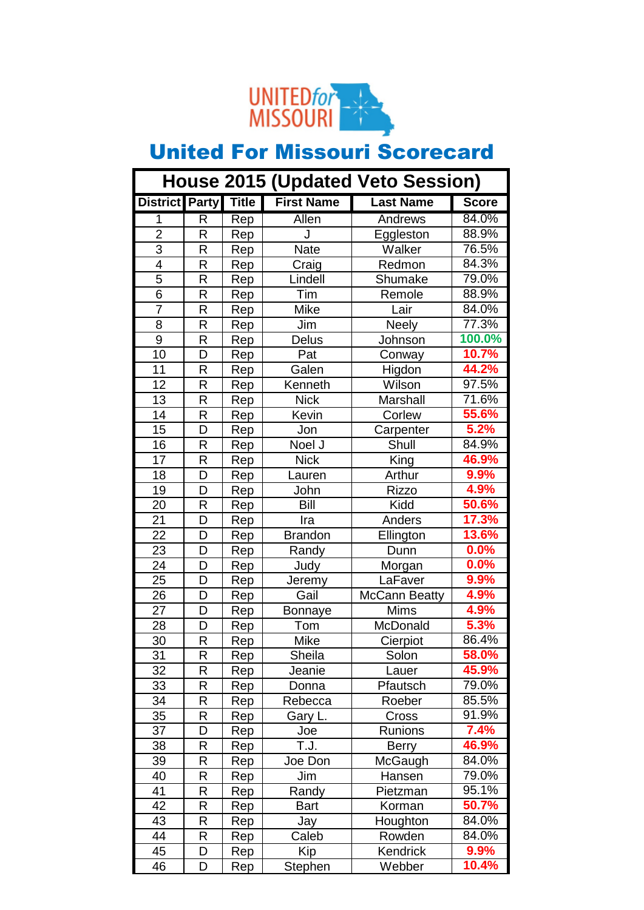# United For Missouri Scorecard

| House 2015 (Updated Veto Session) | | | | | |
|---|---|---|---|---|---|
| **District** | **Party** | **Title** | **First Name** | **Last Name** | **Score** |
| 1 | R | Rep | Allen | Andrews | 84.0% |
| 2 | R | Rep | J | Eggleston | 88.9% |
| 3 | R | Rep | Nate | Walker | 76.5% |
| 4 | R | Rep | Craig | Redmon | 84.3% |
| 5 | R | Rep | Lindell | Shumake | 79.0% |
| 6 | R | Rep | Tim | Remole | 88.9% |
| 7 | R | Rep | Mike | Lair | 84.0% |
| 8 | R | Rep | Jim | Neely | 77.3% |
| 9 | R | Rep | Delus | Johnson | 100.0% |
| 10 | D | Rep | Pat | Conway | 10.7% |
| 11 | R | Rep | Galen | Higdon | 44.2% |
| 12 | R | Rep | Kenneth | Wilson | 97.5% |
| 13 | R | Rep | Nick | Marshall | 71.6% |
| 14 | R | Rep | Kevin | Corlew | 55.6% |
| 15 | D | Rep | Jon | Carpenter | 5.2% |
| 16 | R | Rep | Noel J | Shull | 84.9% |
| 17 | R | Rep | Nick | King | 46.9% |
| 18 | D | Rep | Lauren | Arthur | 9.9% |
| 19 | D | Rep | John | Rizzo | 4.9% |
| 20 | R | Rep | Bill | Kidd | 50.6% |
| 21 | D | Rep | Ira | Anders | 17.3% |
| 22 | D | Rep | Brandon | Ellington | 13.6% |
| 23 | D | Rep | Randy | Dunn | 0.0% |
| 24 | D | Rep | Judy | Morgan | 0.0% |
| 25 | D | Rep | Jeremy | LaFaver | 9.9% |
| 26 | D | Rep | Gail | McCann Beatty | 4.9% |
| 27 | D | Rep | Bonnaye | Mims | 4.9% |
| 28 | D | Rep | Tom | McDonald | 5.3% |
| 30 | R | Rep | Mike | Cierpiot | 86.4% |
| 31 | R | Rep | Sheila | Solon | 58.0% |
| 32 | R | Rep | Jeanie | Lauer | 45.9% |
| 33 | R | Rep | Donna | Pfautsch | 79.0% |
| 34 | R | Rep | Rebecca | Roeber | 85.5% |
| 35 | R | Rep | Gary L. | Cross | 91.9% |
| 37 | D | Rep | Joe | Runions | 7.4% |
| 38 | R | Rep | T.J. | Berry | 46.9% |
| 39 | R | Rep | Joe Don | McGaugh | 84.0% |
| 40 | R | Rep | Jim | Hansen | 79.0% |
| 41 | R | Rep | Randy | Pietzman | 95.1% |
| 42 | R | Rep | Bart | Korman | 50.7% |
| 43 | R | Rep | Jay | Houghton | 84.0% |
| 44 | R | Rep | Caleb | Rowden | 84.0% |
| 45 | D | Rep | Kip | Kendrick | 9.9% |
| 46 | D | Rep | Stephen | Webber | 10.4% |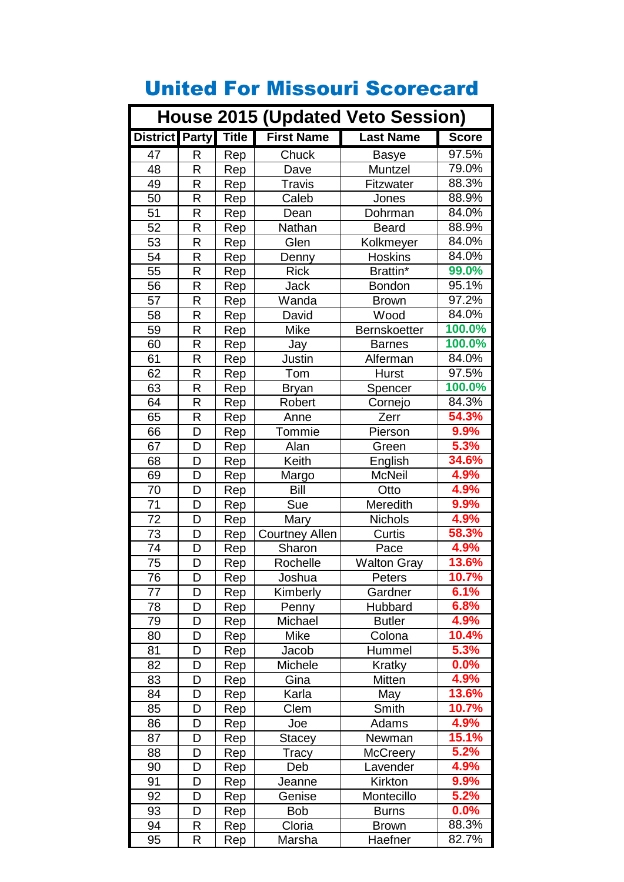# United For Missouri Scorecard

| House 2015 (Updated Veto Session) | | | | | |
|---|---|---|---|---|---|
| **District** | **Party** | **Title** | **First Name** | **Last Name** | **Score** |
| 47 | R | Rep | Chuck | Basye | 97.5% |
| 48 | R | Rep | Dave | Muntzel | 79.0% |
| 49 | R | Rep | Travis | Fitzwater | 88.3% |
| 50 | R | Rep | Caleb | Jones | 88.9% |
| 51 | R | Rep | Dean | Dohrman | 84.0% |
| 52 | R | Rep | Nathan | Beard | 88.9% |
| 53 | R | Rep | Glen | Kolkmeyer | 84.0% |
| 54 | R | Rep | Denny | Hoskins | 84.0% |
| 55 | R | Rep | Rick | Brattin* | **99.0%** |
| 56 | R | Rep | Jack | Bondon | 95.1% |
| 57 | R | Rep | Wanda | Brown | 97.2% |
| 58 | R | Rep | David | Wood | 84.0% |
| 59 | R | Rep | Mike | Bernskoetter | **100.0%** |
| 60 | R | Rep | Jay | Barnes | **100.0%** |
| 61 | R | Rep | Justin | Alferman | 84.0% |
| 62 | R | Rep | Tom | Hurst | 97.5% |
| 63 | R | Rep | Bryan | Spencer | **100.0%** |
| 64 | R | Rep | Robert | Cornejo | 84.3% |
| 65 | R | Rep | Anne | Zerr | **54.3%** |
| 66 | D | Rep | Tommie | Pierson | **9.9%** |
| 67 | D | Rep | Alan | Green | **5.3%** |
| 68 | D | Rep | Keith | English | **34.6%** |
| 69 | D | Rep | Margo | McNeil | **4.9%** |
| 70 | D | Rep | Bill | Otto | **4.9%** |
| 71 | D | Rep | Sue | Meredith | **9.9%** |
| 72 | D | Rep | Mary | Nichols | **4.9%** |
| 73 | D | Rep | Courtney Allen | Curtis | **58.3%** |
| 74 | D | Rep | Sharon | Pace | **4.9%** |
| 75 | D | Rep | Rochelle | Walton Gray | **13.6%** |
| 76 | D | Rep | Joshua | Peters | **10.7%** |
| 77 | D | Rep | Kimberly | Gardner | **6.1%** |
| 78 | D | Rep | Penny | Hubbard | **6.8%** |
| 79 | D | Rep | Michael | Butler | **4.9%** |
| 80 | D | Rep | Mike | Colona | **10.4%** |
| 81 | D | Rep | Jacob | Hummel | **5.3%** |
| 82 | D | Rep | Michele | Kratky | **0.0%** |
| 83 | D | Rep | Gina | Mitten | **4.9%** |
| 84 | D | Rep | Karla | May | **13.6%** |
| 85 | D | Rep | Clem | Smith | **10.7%** |
| 86 | D | Rep | Joe | Adams | **4.9%** |
| 87 | D | Rep | Stacey | Newman | **15.1%** |
| 88 | D | Rep | Tracy | McCreery | **5.2%** |
| 90 | D | Rep | Deb | Lavender | **4.9%** |
| 91 | D | Rep | Jeanne | Kirkton | **9.9%** |
| 92 | D | Rep | Genise | Montecillo | **5.2%** |
| 93 | D | Rep | Bob | Burns | **0.0%** |
| 94 | R | Rep | Cloria | Brown | 88.3% |
| 95 | R | Rep | Marsha | Haefner | 82.7% |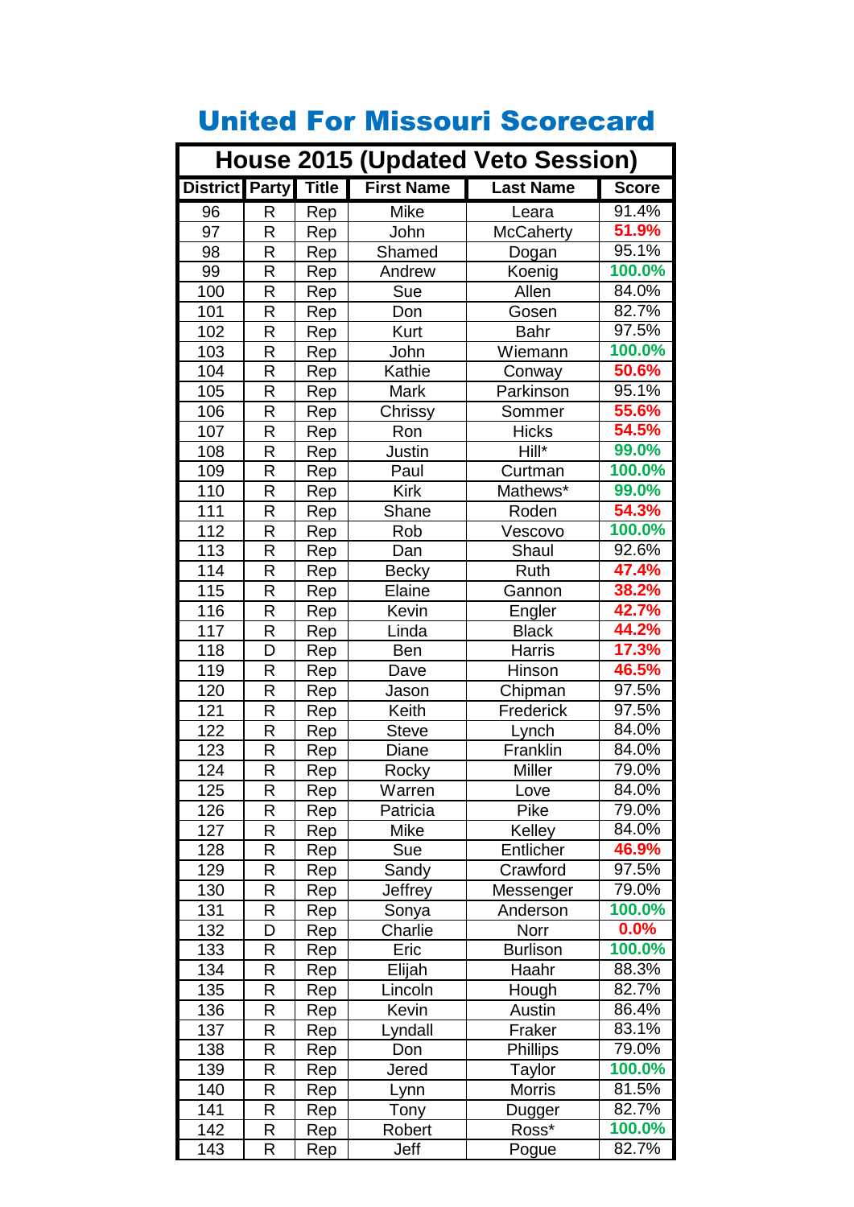# United For Missouri Scorecard

| House 2015 (Updated Veto Session) | | | | | |
|---|---|---|---|---|---|
| District | Party | Title | First Name | Last Name | Score |
| 96 | R | Rep | Mike | Leara | 91.4% |
| 97 | R | Rep | John | McCaherty | 51.9% |
| 98 | R | Rep | Shamed | Dogan | 95.1% |
| 99 | R | Rep | Andrew | Koenig | 100.0% |
| 100 | R | Rep | Sue | Allen | 84.0% |
| 101 | R | Rep | Don | Gosen | 82.7% |
| 102 | R | Rep | Kurt | Bahr | 97.5% |
| 103 | R | Rep | John | Wiemann | 100.0% |
| 104 | R | Rep | Kathie | Conway | 50.6% |
| 105 | R | Rep | Mark | Parkinson | 95.1% |
| 106 | R | Rep | Chrissy | Sommer | 55.6% |
| 107 | R | Rep | Ron | Hicks | 54.5% |
| 108 | R | Rep | Justin | Hill* | 99.0% |
| 109 | R | Rep | Paul | Curtman | 100.0% |
| 110 | R | Rep | Kirk | Mathews* | 99.0% |
| 111 | R | Rep | Shane | Roden | 54.3% |
| 112 | R | Rep | Rob | Vescovo | 100.0% |
| 113 | R | Rep | Dan | Shaul | 92.6% |
| 114 | R | Rep | Becky | Ruth | 47.4% |
| 115 | R | Rep | Elaine | Gannon | 38.2% |
| 116 | R | Rep | Kevin | Engler | 42.7% |
| 117 | R | Rep | Linda | Black | 44.2% |
| 118 | D | Rep | Ben | Harris | 17.3% |
| 119 | R | Rep | Dave | Hinson | 46.5% |
| 120 | R | Rep | Jason | Chipman | 97.5% |
| 121 | R | Rep | Keith | Frederick | 97.5% |
| 122 | R | Rep | Steve | Lynch | 84.0% |
| 123 | R | Rep | Diane | Franklin | 84.0% |
| 124 | R | Rep | Rocky | Miller | 79.0% |
| 125 | R | Rep | Warren | Love | 84.0% |
| 126 | R | Rep | Patricia | Pike | 79.0% |
| 127 | R | Rep | Mike | Kelley | 84.0% |
| 128 | R | Rep | Sue | Entlicher | 46.9% |
| 129 | R | Rep | Sandy | Crawford | 97.5% |
| 130 | R | Rep | Jeffrey | Messenger | 79.0% |
| 131 | R | Rep | Sonya | Anderson | 100.0% |
| 132 | D | Rep | Charlie | Norr | 0.0% |
| 133 | R | Rep | Eric | Burlison | 100.0% |
| 134 | R | Rep | Elijah | Haahr | 88.3% |
| 135 | R | Rep | Lincoln | Hough | 82.7% |
| 136 | R | Rep | Kevin | Austin | 86.4% |
| 137 | R | Rep | Lyndall | Fraker | 83.1% |
| 138 | R | Rep | Don | Phillips | 79.0% |
| 139 | R | Rep | Jered | Taylor | 100.0% |
| 140 | R | Rep | Lynn | Morris | 81.5% |
| 141 | R | Rep | Tony | Dugger | 82.7% |
| 142 | R | Rep | Robert | Ross* | 100.0% |
| 143 | R | Rep | Jeff | Pogue | 82.7% |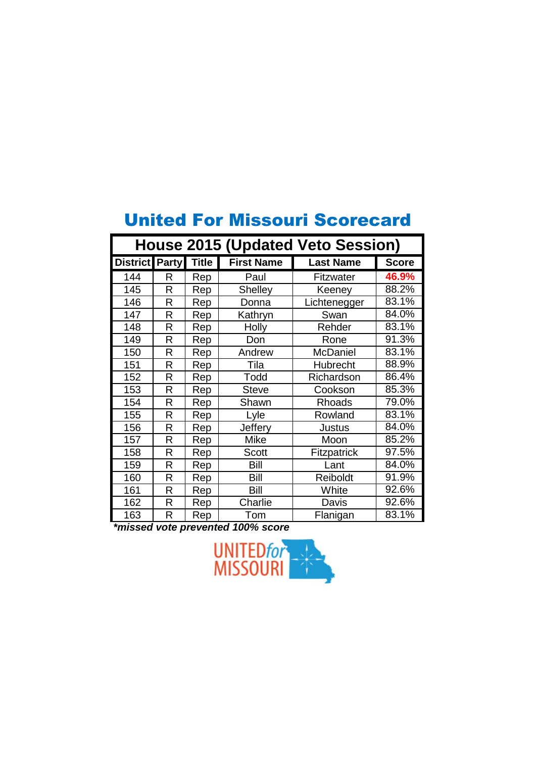# United For Missouri Scorecard

| House 2015 (Updated Veto Session) | | | | | |
|---|---|---|---|---|---|
| District | Party | Title | First Name | Last Name | Score |
| 144 | R | Rep | Paul | Fitzwater | **46.9%** |
| 145 | R | Rep | Shelley | Keeney | 88.2% |
| 146 | R | Rep | Donna | Lichtenegger | 83.1% |
| 147 | R | Rep | Kathryn | Swan | 84.0% |
| 148 | R | Rep | Holly | Rehder | 83.1% |
| 149 | R | Rep | Don | Rone | 91.3% |
| 150 | R | Rep | Andrew | McDaniel | 83.1% |
| 151 | R | Rep | Tila | Hubrecht | 88.9% |
| 152 | R | Rep | Todd | Richardson | 86.4% |
| 153 | R | Rep | Steve | Cookson | 85.3% |
| 154 | R | Rep | Shawn | Rhoads | 79.0% |
| 155 | R | Rep | Lyle | Rowland | 83.1% |
| 156 | R | Rep | Jeffery | Justus | 84.0% |
| 157 | R | Rep | Mike | Moon | 85.2% |
| 158 | R | Rep | Scott | Fitzpatrick | 97.5% |
| 159 | R | Rep | Bill | Lant | 84.0% |
| 160 | R | Rep | Bill | Reiboldt | 91.9% |
| 161 | R | Rep | Bill | White | 92.6% |
| 162 | R | Rep | Charlie | Davis | 92.6% |
| 163 | R | Rep | Tom | Flanigan | 83.1% |

***missed vote prevented 100% score**

UNITED for MISSOURI